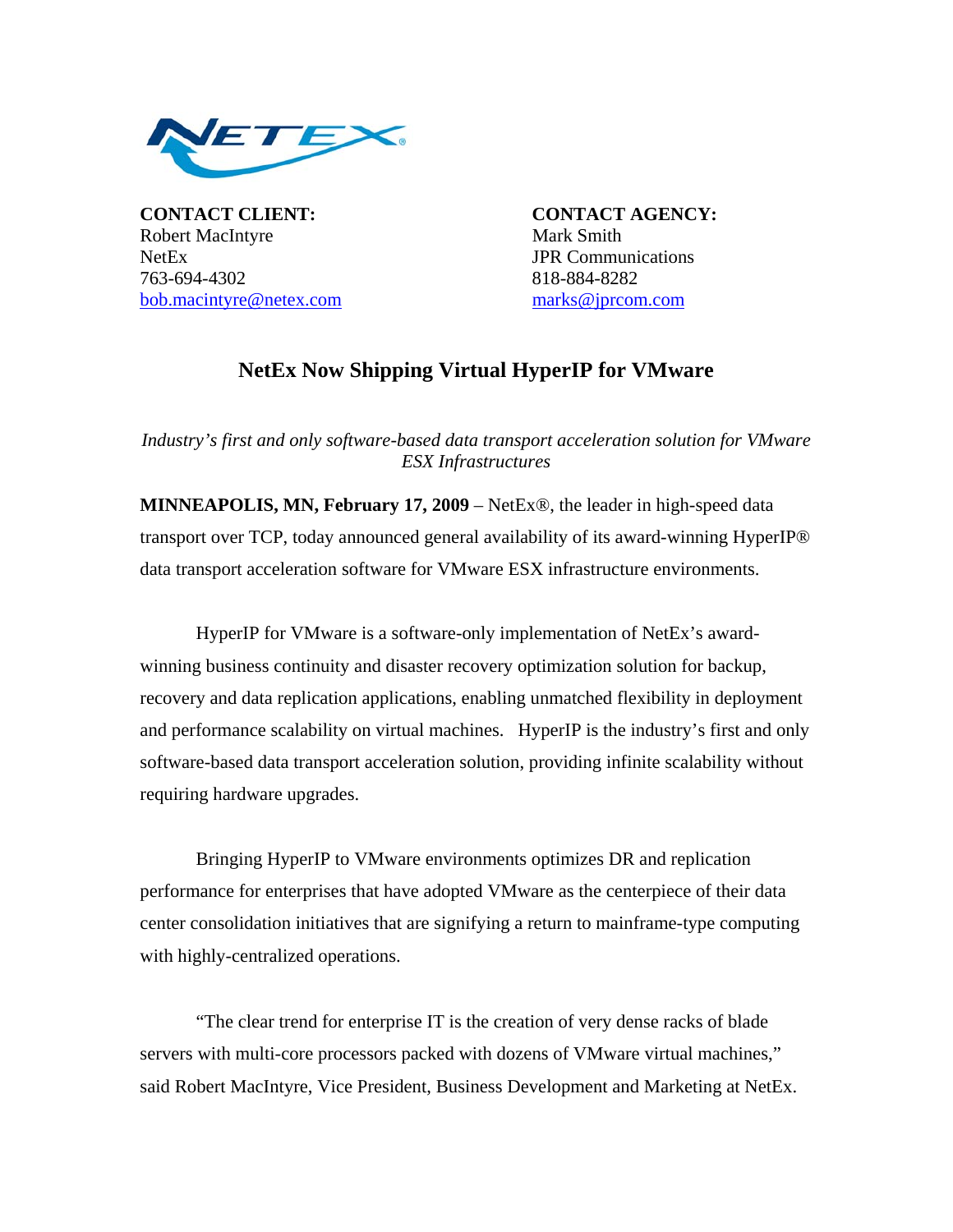**CONTACT CLIENT:**
Robert MacIntyre
NetEx
763-694-4302
bob.macintyre@netex.com

**CONTACT AGENCY:**
Mark Smith
JPR Communications
818-884-8282
marks@jprcom.com

# NetEx Now Shipping Virtual HyperIP for VMware

*Industry's first and only software-based data transport acceleration solution for VMware ESX Infrastructures*

**MINNEAPOLIS, MN, February 17, 2009** – NetEx®, the leader in high-speed data transport over TCP, today announced general availability of its award-winning HyperIP® data transport acceleration software for VMware ESX infrastructure environments.

HyperIP for VMware is a software-only implementation of NetEx's award-winning business continuity and disaster recovery optimization solution for backup, recovery and data replication applications, enabling unmatched flexibility in deployment and performance scalability on virtual machines. HyperIP is the industry's first and only software-based data transport acceleration solution, providing infinite scalability without requiring hardware upgrades.

Bringing HyperIP to VMware environments optimizes DR and replication performance for enterprises that have adopted VMware as the centerpiece of their data center consolidation initiatives that are signifying a return to mainframe-type computing with highly-centralized operations.

"The clear trend for enterprise IT is the creation of very dense racks of blade servers with multi-core processors packed with dozens of VMware virtual machines," said Robert MacIntyre, Vice President, Business Development and Marketing at NetEx.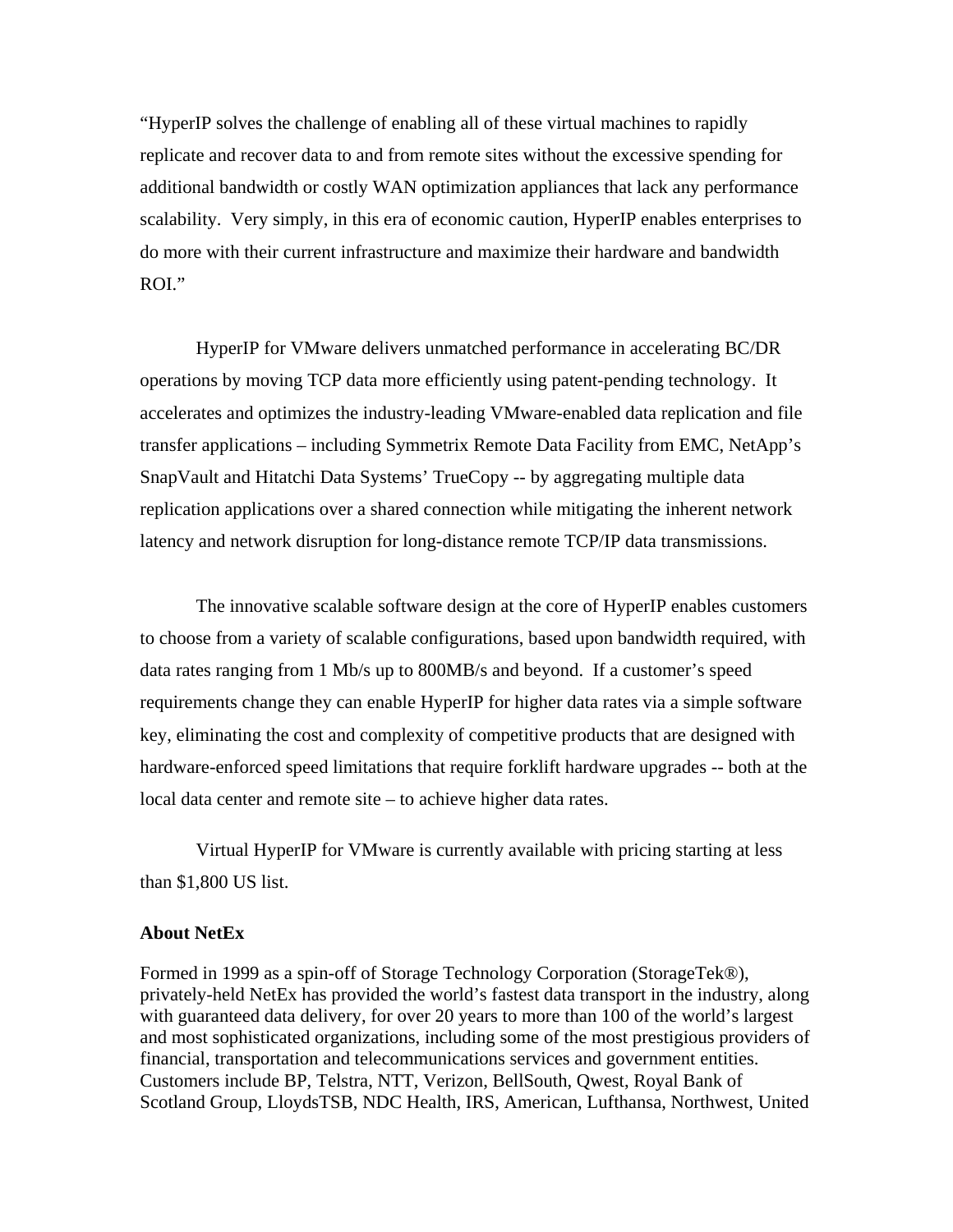"HyperIP solves the challenge of enabling all of these virtual machines to rapidly replicate and recover data to and from remote sites without the excessive spending for additional bandwidth or costly WAN optimization appliances that lack any performance scalability.  Very simply, in this era of economic caution, HyperIP enables enterprises to do more with their current infrastructure and maximize their hardware and bandwidth ROI."

HyperIP for VMware delivers unmatched performance in accelerating BC/DR operations by moving TCP data more efficiently using patent-pending technology.  It accelerates and optimizes the industry-leading VMware-enabled data replication and file transfer applications – including Symmetrix Remote Data Facility from EMC, NetApp's SnapVault and Hitachi Data Systems' TrueCopy -- by aggregating multiple data replication applications over a shared connection while mitigating the inherent network latency and network disruption for long-distance remote TCP/IP data transmissions.

The innovative scalable software design at the core of HyperIP enables customers to choose from a variety of scalable configurations, based upon bandwidth required, with data rates ranging from 1 Mb/s up to 800MB/s and beyond.  If a customer's speed requirements change they can enable HyperIP for higher data rates via a simple software key, eliminating the cost and complexity of competitive products that are designed with hardware-enforced speed limitations that require forklift hardware upgrades -- both at the local data center and remote site – to achieve higher data rates.

Virtual HyperIP for VMware is currently available with pricing starting at less than $1,800 US list.

**About NetEx**

Formed in 1999 as a spin-off of Storage Technology Corporation (StorageTek®), privately-held NetEx has provided the world's fastest data transport in the industry, along with guaranteed data delivery, for over 20 years to more than 100 of the world's largest and most sophisticated organizations, including some of the most prestigious providers of financial, transportation and telecommunications services and government entities. Customers include BP, Telstra, NTT, Verizon, BellSouth, Qwest, Royal Bank of Scotland Group, LloydsTSB, NDC Health, IRS, American, Lufthansa, Northwest, United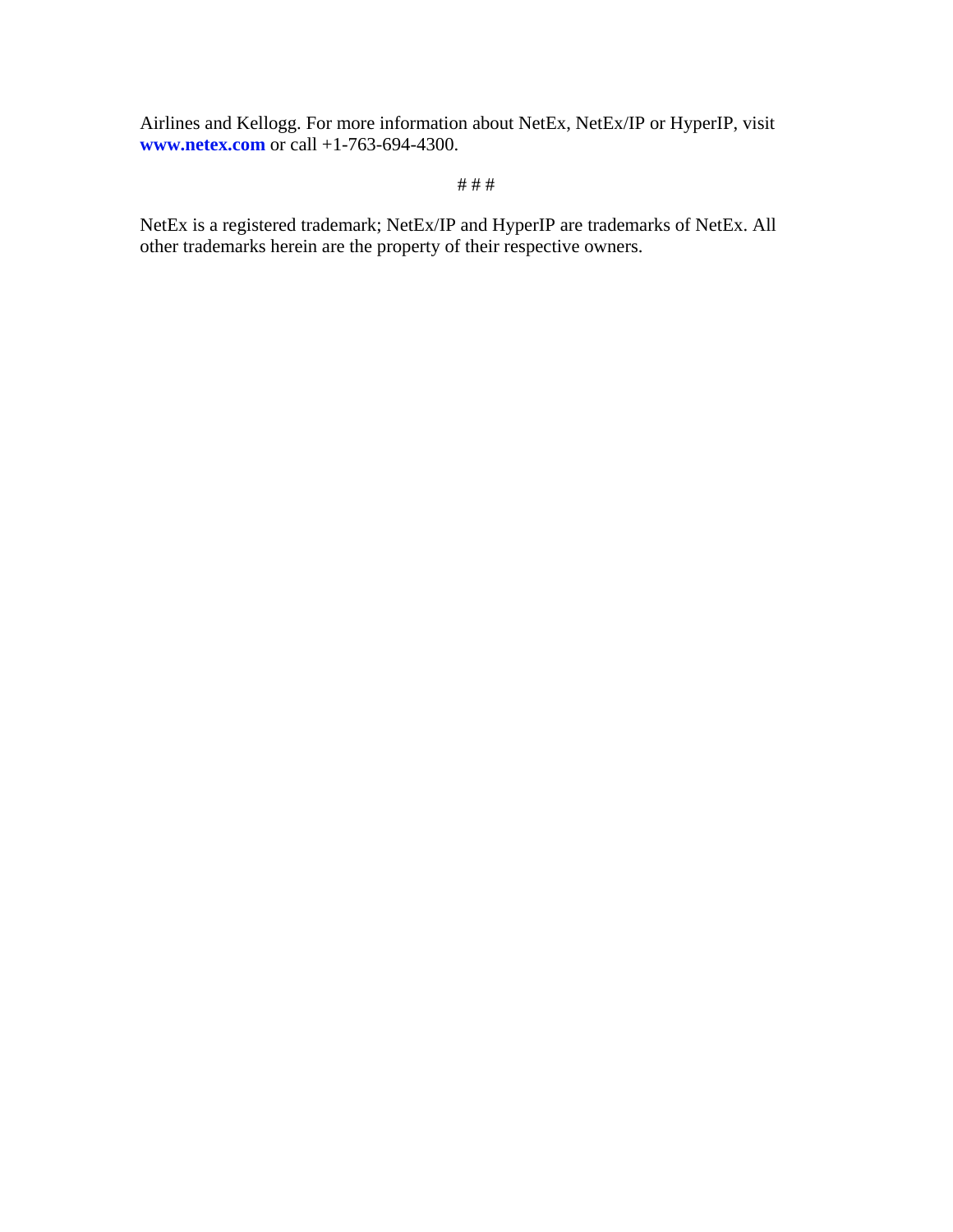Airlines and Kellogg. For more information about NetEx, NetEx/IP or HyperIP, visit **www.netex.com** or call +1-763-694-4300.

# # #

NetEx is a registered trademark; NetEx/IP and HyperIP are trademarks of NetEx. All other trademarks herein are the property of their respective owners.